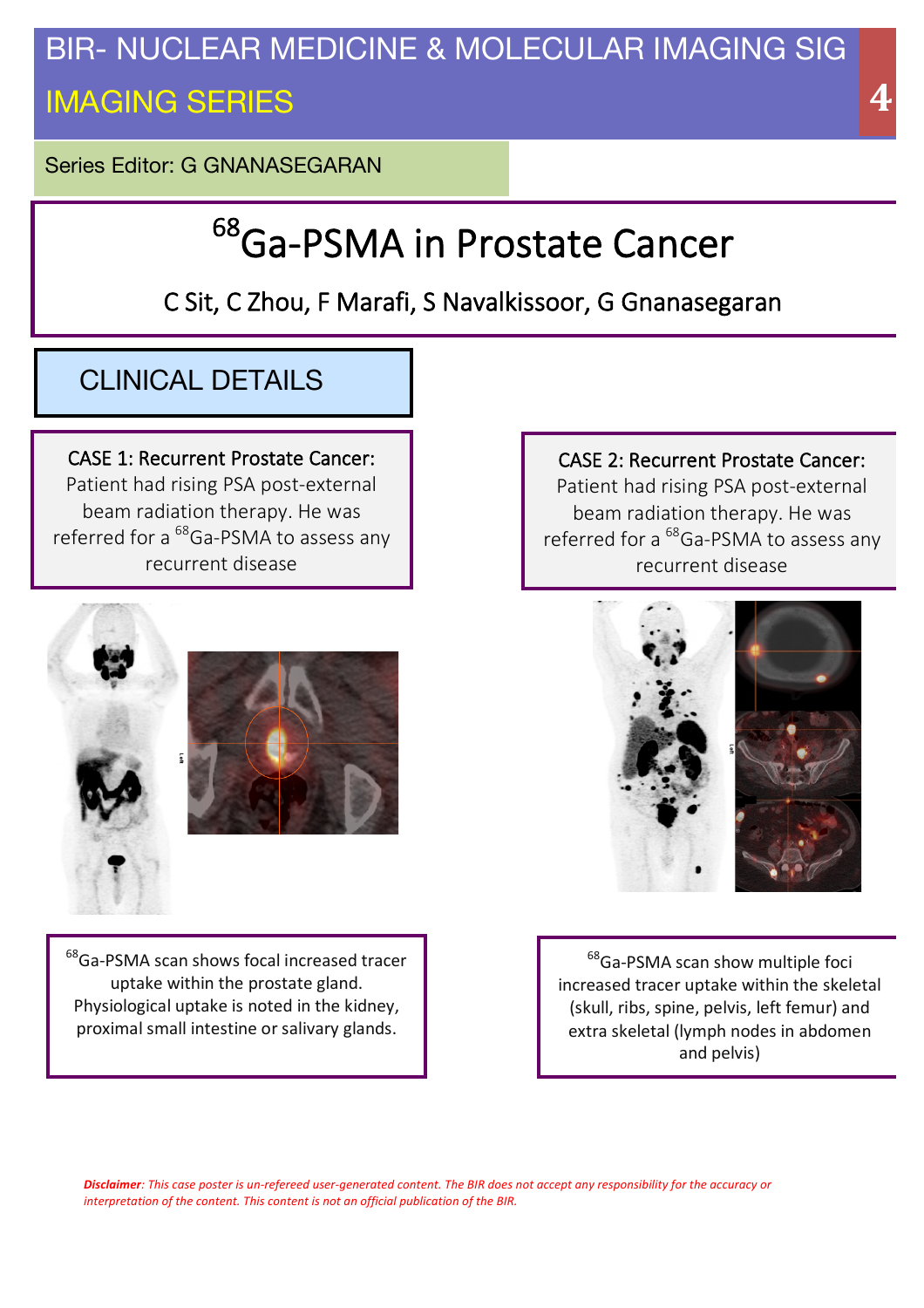BIR- NUCLEAR MEDICINE & MOLECULAR IMAGING SIG

IMAGING SERIES

Series Editor: G GNANASEGARAN

# $^{68}$Ga-PSMA in Prostate Cancer

C Sit, C Zhou, F Marafi, S Navalkissoor, G Gnanasegaran

## CLINICAL DETAILS

**CASE 1: Recurrent Prostate Cancer:** Patient had rising PSA post-external beam radiation therapy. He was referred for a $^{68}$Ga-PSMA to assess any recurrent disease

$^{68}$Ga-PSMA scan shows focal increased tracer uptake within the prostate gland. Physiological uptake is noted in the kidney, proximal small intestine or salivary glands.

**CASE 2: Recurrent Prostate Cancer:** Patient had rising PSA post-external beam radiation therapy. He was referred for a $^{68}$Ga-PSMA to assess any recurrent disease

$^{68}$Ga-PSMA scan show multiple foci increased tracer uptake within the skeletal (skull, ribs, spine, pelvis, left femur) and extra skeletal (lymph nodes in abdomen and pelvis)

*Disclaimer: This case poster is un-refereed user-generated content. The BIR does not accept any responsibility for the accuracy or interpretation of the content. This content is not an official publication of the BIR.*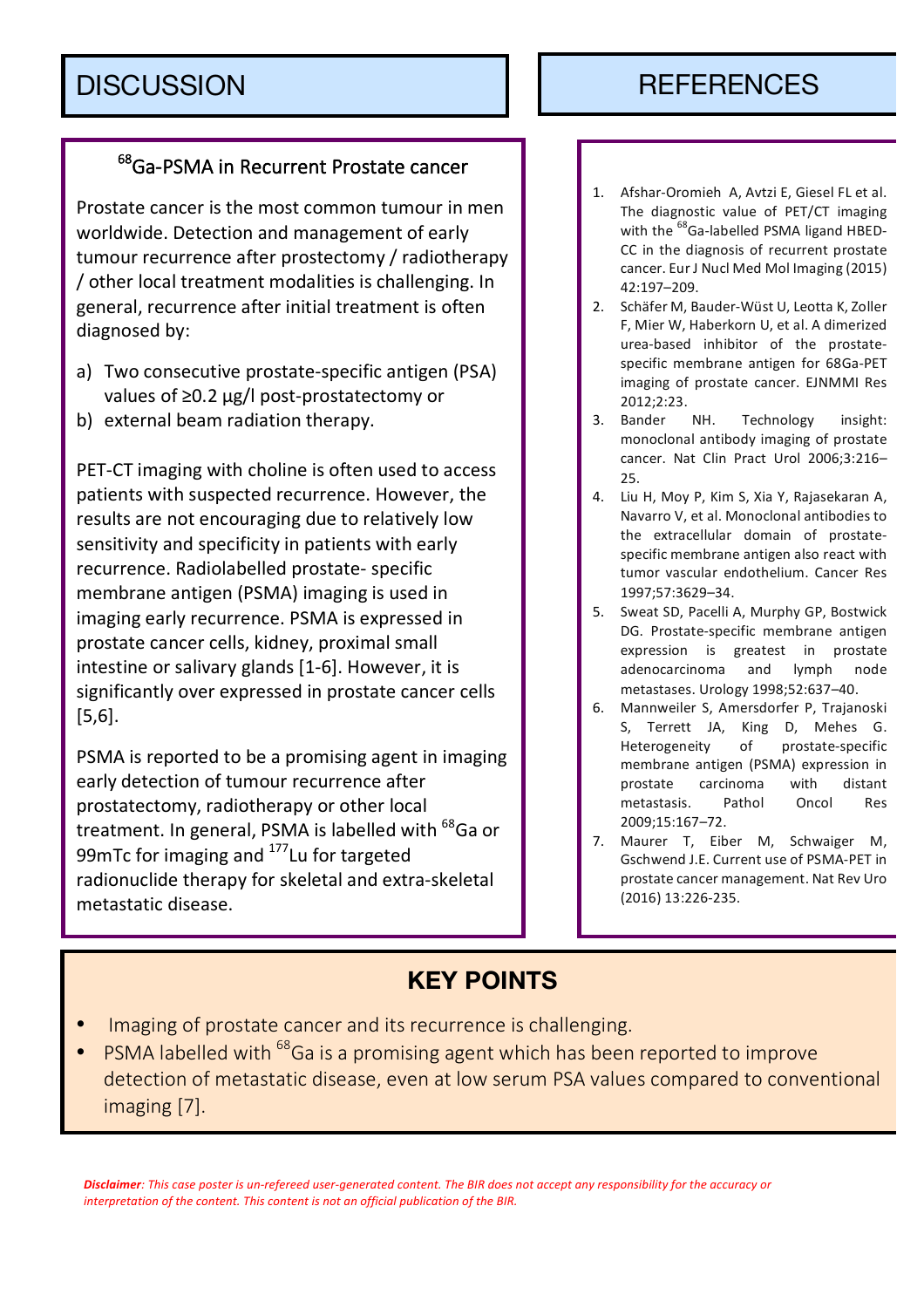# DISCUSSION

## $^{68}$Ga-PSMA in Recurrent Prostate cancer

Prostate cancer is the most common tumour in men worldwide. Detection and management of early tumour recurrence after prostectomy / radiotherapy / other local treatment modalities is challenging. In general, recurrence after initial treatment is often diagnosed by:

a) Two consecutive prostate-specific antigen (PSA) values of ≥0.2 µg/l post-prostatectomy or
b) external beam radiation therapy.

PET-CT imaging with choline is often used to access patients with suspected recurrence. However, the results are not encouraging due to relatively low sensitivity and specificity in patients with early recurrence. Radiolabelled prostate- specific membrane antigen (PSMA) imaging is used in imaging early recurrence. PSMA is expressed in prostate cancer cells, kidney, proximal small intestine or salivary glands [1-6]. However, it is significantly over expressed in prostate cancer cells [5,6].

PSMA is reported to be a promising agent in imaging early detection of tumour recurrence after prostatectomy, radiotherapy or other local treatment. In general, PSMA is labelled with $^{68}$Ga or 99mTc for imaging and $^{177}$Lu for targeted radionuclide therapy for skeletal and extra-skeletal metastatic disease.

# REFERENCES

1. Afshar-Oromieh A, Avtzi E, Giesel FL et al. The diagnostic value of PET/CT imaging with the $^{68}$Ga-labelled PSMA ligand HBED-CC in the diagnosis of recurrent prostate cancer. Eur J Nucl Med Mol Imaging (2015) 42:197–209.
2. Schäfer M, Bauder-Wüst U, Leotta K, Zoller F, Mier W, Haberkorn U, et al. A dimerized urea-based inhibitor of the prostate-specific membrane antigen for 68Ga-PET imaging of prostate cancer. EJNMMI Res 2012;2:23.
3. Bander NH. Technology insight: monoclonal antibody imaging of prostate cancer. Nat Clin Pract Urol 2006;3:216–25.
4. Liu H, Moy P, Kim S, Xia Y, Rajasekaran A, Navarro V, et al. Monoclonal antibodies to the extracellular domain of prostate-specific membrane antigen also react with tumor vascular endothelium. Cancer Res 1997;57:3629–34.
5. Sweat SD, Pacelli A, Murphy GP, Bostwick DG. Prostate-specific membrane antigen expression is greatest in prostate adenocarcinoma and lymph node metastases. Urology 1998;52:637–40.
6. Mannweiler S, Amersdorfer P, Trajanoski S, Terrett JA, King D, Mehes G. Heterogeneity of prostate-specific membrane antigen (PSMA) expression in prostate carcinoma with distant metastasis. Pathol Oncol Res 2009;15:167–72.
7. Maurer T, Eiber M, Schwaiger M, Gschwend J.E. Current use of PSMA-PET in prostate cancer management. Nat Rev Uro (2016) 13:226-235.

# KEY POINTS

- Imaging of prostate cancer and its recurrence is challenging.
- PSMA labelled with $^{68}$Ga is a promising agent which has been reported to improve detection of metastatic disease, even at low serum PSA values compared to conventional imaging [7].

***Disclaimer**: This case poster is un-refereed user-generated content. The BIR does not accept any responsibility for the accuracy or interpretation of the content. This content is not an official publication of the BIR.*